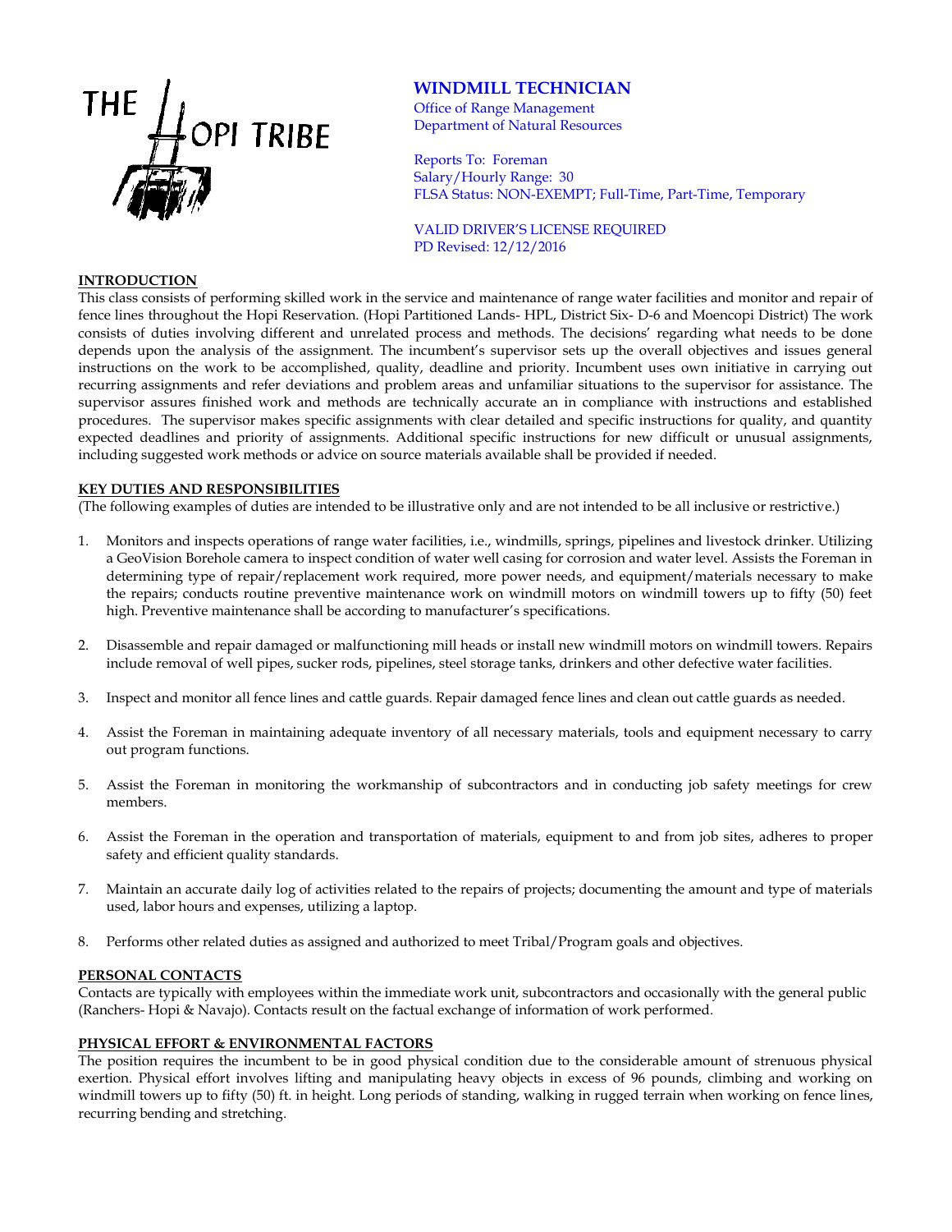THE HOPI TRIBE

# WINDMILL TECHNICIAN

Office of Range Management
Department of Natural Resources

Reports To: Foreman
Salary/Hourly Range: 30
FLSA Status: NON-EXEMPT; Full-Time, Part-Time, Temporary

VALID DRIVER'S LICENSE REQUIRED
PD Revised: 12/12/2016

## INTRODUCTION

This class consists of performing skilled work in the service and maintenance of range water facilities and monitor and repair of fence lines throughout the Hopi Reservation. (Hopi Partitioned Lands- HPL, District Six- D-6 and Moencopi District) The work consists of duties involving different and unrelated process and methods. The decisions' regarding what needs to be done depends upon the analysis of the assignment. The incumbent's supervisor sets up the overall objectives and issues general instructions on the work to be accomplished, quality, deadline and priority. Incumbent uses own initiative in carrying out recurring assignments and refer deviations and problem areas and unfamiliar situations to the supervisor for assistance. The supervisor assures finished work and methods are technically accurate an in compliance with instructions and established procedures. The supervisor makes specific assignments with clear detailed and specific instructions for quality, and quantity expected deadlines and priority of assignments. Additional specific instructions for new difficult or unusual assignments, including suggested work methods or advice on source materials available shall be provided if needed.

## KEY DUTIES AND RESPONSIBILITIES

(The following examples of duties are intended to be illustrative only and are not intended to be all inclusive or restrictive.)

1. Monitors and inspects operations of range water facilities, i.e., windmills, springs, pipelines and livestock drinker. Utilizing a GeoVision Borehole camera to inspect condition of water well casing for corrosion and water level. Assists the Foreman in determining type of repair/replacement work required, more power needs, and equipment/materials necessary to make the repairs; conducts routine preventive maintenance work on windmill motors on windmill towers up to fifty (50) feet high. Preventive maintenance shall be according to manufacturer's specifications.

2. Disassemble and repair damaged or malfunctioning mill heads or install new windmill motors on windmill towers. Repairs include removal of well pipes, sucker rods, pipelines, steel storage tanks, drinkers and other defective water facilities.

3. Inspect and monitor all fence lines and cattle guards. Repair damaged fence lines and clean out cattle guards as needed.

4. Assist the Foreman in maintaining adequate inventory of all necessary materials, tools and equipment necessary to carry out program functions.

5. Assist the Foreman in monitoring the workmanship of subcontractors and in conducting job safety meetings for crew members.

6. Assist the Foreman in the operation and transportation of materials, equipment to and from job sites, adheres to proper safety and efficient quality standards.

7. Maintain an accurate daily log of activities related to the repairs of projects; documenting the amount and type of materials used, labor hours and expenses, utilizing a laptop.

8. Performs other related duties as assigned and authorized to meet Tribal/Program goals and objectives.

## PERSONAL CONTACTS

Contacts are typically with employees within the immediate work unit, subcontractors and occasionally with the general public (Ranchers- Hopi & Navajo). Contacts result on the factual exchange of information of work performed.

## PHYSICAL EFFORT & ENVIRONMENTAL FACTORS

The position requires the incumbent to be in good physical condition due to the considerable amount of strenuous physical exertion. Physical effort involves lifting and manipulating heavy objects in excess of 96 pounds, climbing and working on windmill towers up to fifty (50) ft. in height. Long periods of standing, walking in rugged terrain when working on fence lines, recurring bending and stretching.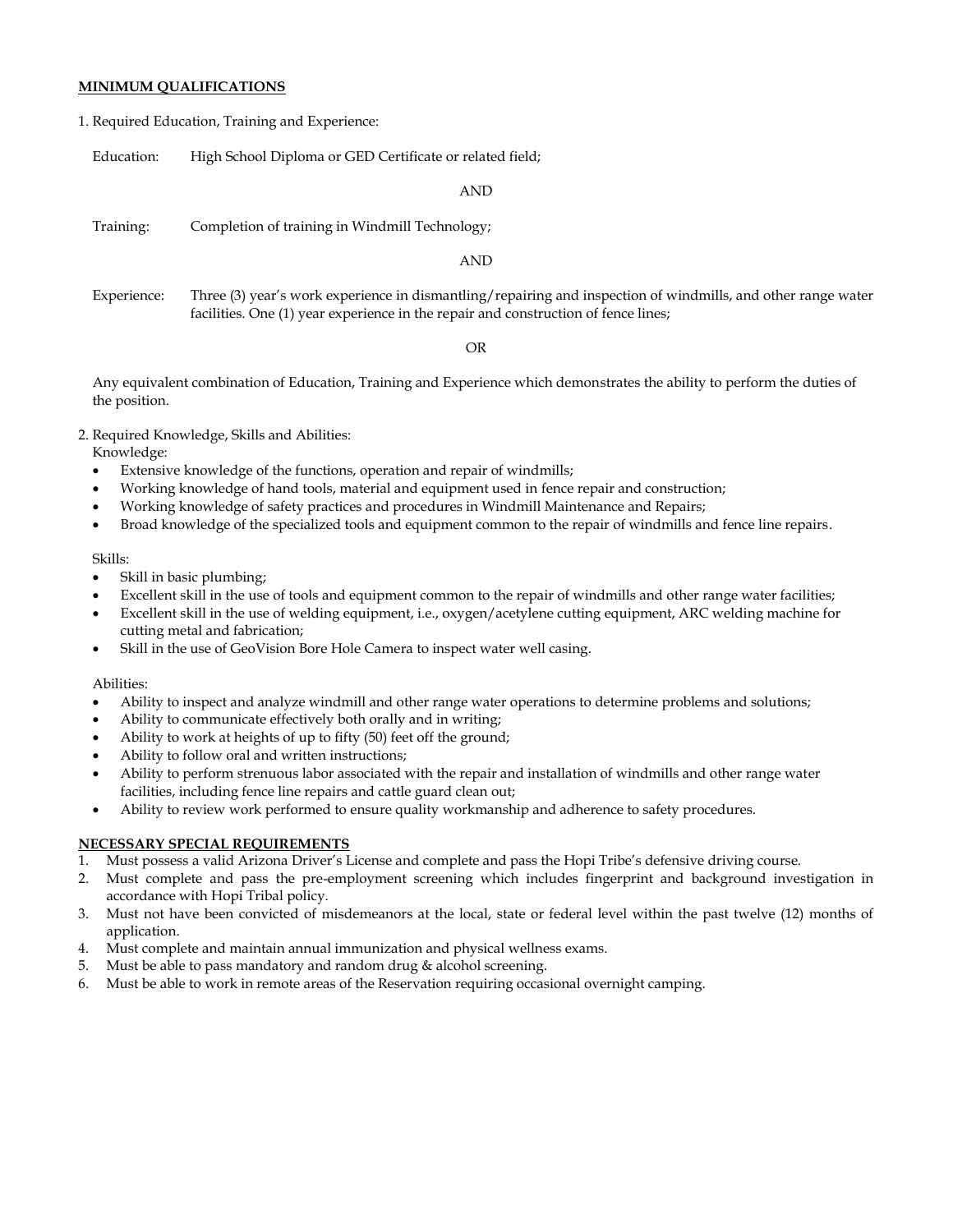**MINIMUM QUALIFICATIONS**

1. Required Education, Training and Experience:

Education: High School Diploma or GED Certificate or related field;

AND

Training: Completion of training in Windmill Technology;

AND

Experience: Three (3) year's work experience in dismantling/repairing and inspection of windmills, and other range water facilities. One (1) year experience in the repair and construction of fence lines;

OR

Any equivalent combination of Education, Training and Experience which demonstrates the ability to perform the duties of the position.

2. Required Knowledge, Skills and Abilities:

Knowledge:

- Extensive knowledge of the functions, operation and repair of windmills;
- Working knowledge of hand tools, material and equipment used in fence repair and construction;
- Working knowledge of safety practices and procedures in Windmill Maintenance and Repairs;
- Broad knowledge of the specialized tools and equipment common to the repair of windmills and fence line repairs.

Skills:

- Skill in basic plumbing;
- Excellent skill in the use of tools and equipment common to the repair of windmills and other range water facilities;
- Excellent skill in the use of welding equipment, i.e., oxygen/acetylene cutting equipment, ARC welding machine for cutting metal and fabrication;
- Skill in the use of GeoVision Bore Hole Camera to inspect water well casing.

Abilities:

- Ability to inspect and analyze windmill and other range water operations to determine problems and solutions;
- Ability to communicate effectively both orally and in writing;
- Ability to work at heights of up to fifty (50) feet off the ground;
- Ability to follow oral and written instructions;
- Ability to perform strenuous labor associated with the repair and installation of windmills and other range water facilities, including fence line repairs and cattle guard clean out;
- Ability to review work performed to ensure quality workmanship and adherence to safety procedures.

**NECESSARY SPECIAL REQUIREMENTS**

1. Must possess a valid Arizona Driver's License and complete and pass the Hopi Tribe's defensive driving course.
2. Must complete and pass the pre-employment screening which includes fingerprint and background investigation in accordance with Hopi Tribal policy.
3. Must not have been convicted of misdemeanors at the local, state or federal level within the past twelve (12) months of application.
4. Must complete and maintain annual immunization and physical wellness exams.
5. Must be able to pass mandatory and random drug & alcohol screening.
6. Must be able to work in remote areas of the Reservation requiring occasional overnight camping.